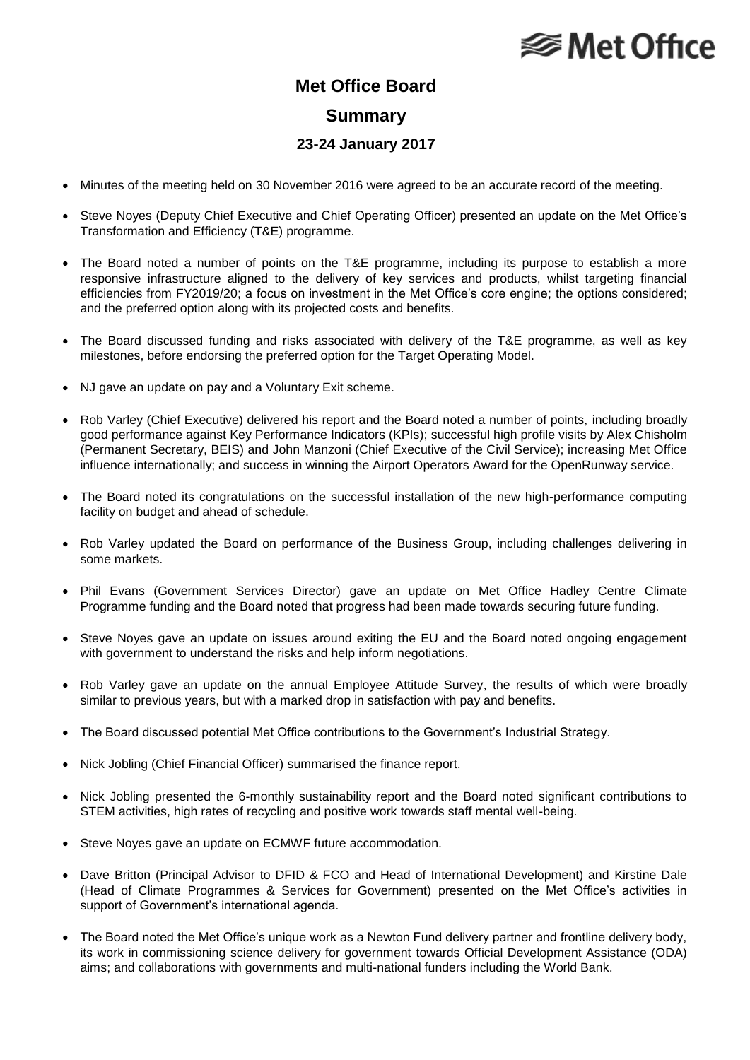# Met Office Board

## Summary

### 23-24 January 2017

- Minutes of the meeting held on 30 November 2016 were agreed to be an accurate record of the meeting.
- Steve Noyes (Deputy Chief Executive and Chief Operating Officer) presented an update on the Met Office's Transformation and Efficiency (T&E) programme.
- The Board noted a number of points on the T&E programme, including its purpose to establish a more responsive infrastructure aligned to the delivery of key services and products, whilst targeting financial efficiencies from FY2019/20; a focus on investment in the Met Office's core engine; the options considered; and the preferred option along with its projected costs and benefits.
- The Board discussed funding and risks associated with delivery of the T&E programme, as well as key milestones, before endorsing the preferred option for the Target Operating Model.
- NJ gave an update on pay and a Voluntary Exit scheme.
- Rob Varley (Chief Executive) delivered his report and the Board noted a number of points, including broadly good performance against Key Performance Indicators (KPIs); successful high profile visits by Alex Chisholm (Permanent Secretary, BEIS) and John Manzoni (Chief Executive of the Civil Service); increasing Met Office influence internationally; and success in winning the Airport Operators Award for the OpenRunway service.
- The Board noted its congratulations on the successful installation of the new high-performance computing facility on budget and ahead of schedule.
- Rob Varley updated the Board on performance of the Business Group, including challenges delivering in some markets.
- Phil Evans (Government Services Director) gave an update on Met Office Hadley Centre Climate Programme funding and the Board noted that progress had been made towards securing future funding.
- Steve Noyes gave an update on issues around exiting the EU and the Board noted ongoing engagement with government to understand the risks and help inform negotiations.
- Rob Varley gave an update on the annual Employee Attitude Survey, the results of which were broadly similar to previous years, but with a marked drop in satisfaction with pay and benefits.
- The Board discussed potential Met Office contributions to the Government's Industrial Strategy.
- Nick Jobling (Chief Financial Officer) summarised the finance report.
- Nick Jobling presented the 6-monthly sustainability report and the Board noted significant contributions to STEM activities, high rates of recycling and positive work towards staff mental well-being.
- Steve Noyes gave an update on ECMWF future accommodation.
- Dave Britton (Principal Advisor to DFID & FCO and Head of International Development) and Kirstine Dale (Head of Climate Programmes & Services for Government) presented on the Met Office's activities in support of Government's international agenda.
- The Board noted the Met Office's unique work as a Newton Fund delivery partner and frontline delivery body, its work in commissioning science delivery for government towards Official Development Assistance (ODA) aims; and collaborations with governments and multi-national funders including the World Bank.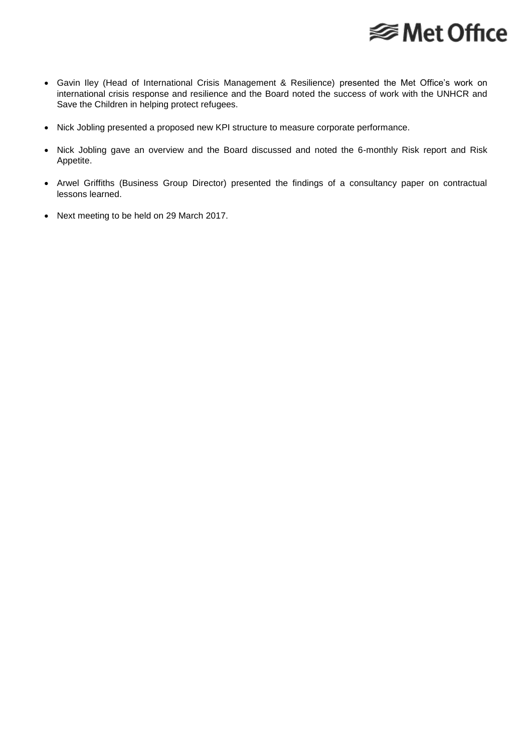- Gavin Iley (Head of International Crisis Management & Resilience) presented the Met Office's work on international crisis response and resilience and the Board noted the success of work with the UNHCR and Save the Children in helping protect refugees.

- Nick Jobling presented a proposed new KPI structure to measure corporate performance.

- Nick Jobling gave an overview and the Board discussed and noted the 6-monthly Risk report and Risk Appetite.

- Arwel Griffiths (Business Group Director) presented the findings of a consultancy paper on contractual lessons learned.

- Next meeting to be held on 29 March 2017.